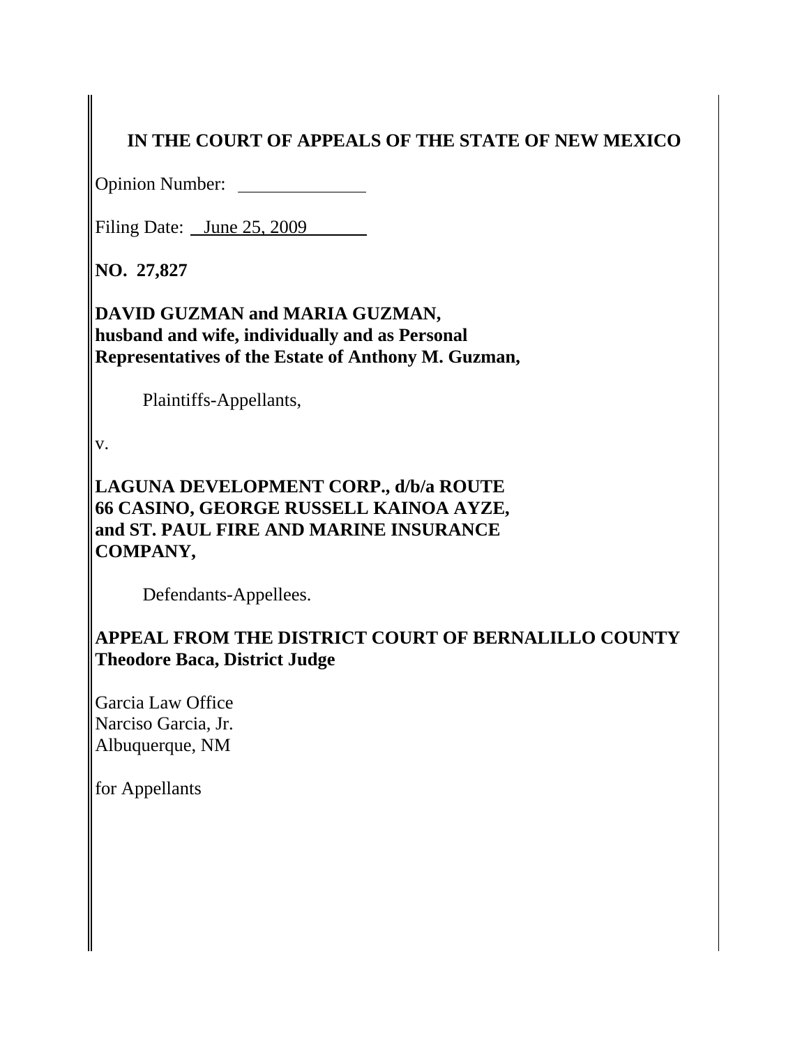**IN THE COURT OF APPEALS OF THE STATE OF NEW MEXICO**

Opinion Number: \_\_\_\_\_\_\_\_\_\_\_\_\_\_

Filing Date: June 25, 2009

**NO. 27,827**

**DAVID GUZMAN and MARIA GUZMAN, husband and wife, individually and as Personal Representatives of the Estate of Anthony M. Guzman,**

Plaintiffs-Appellants,

v.

**LAGUNA DEVELOPMENT CORP., d/b/a ROUTE 66 CASINO, GEORGE RUSSELL KAINOA AYZE, and ST. PAUL FIRE AND MARINE INSURANCE COMPANY,**

Defendants-Appellees.

**APPEAL FROM THE DISTRICT COURT OF BERNALILLO COUNTY**
**Theodore Baca, District Judge**

Garcia Law Office
Narciso Garcia, Jr.
Albuquerque, NM

for Appellants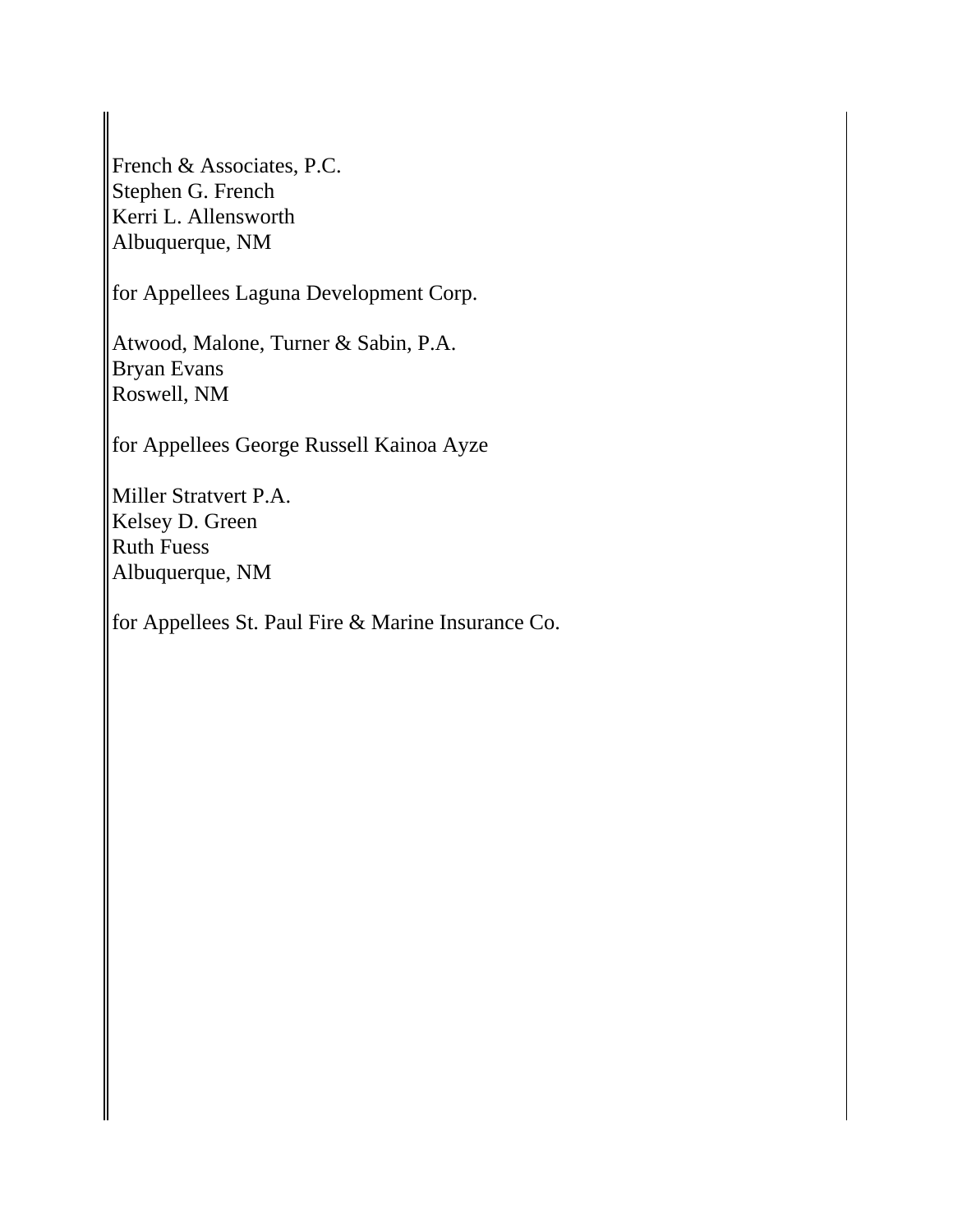French & Associates, P.C.
Stephen G. French
Kerri L. Allensworth
Albuquerque, NM

for Appellees Laguna Development Corp.

Atwood, Malone, Turner & Sabin, P.A.
Bryan Evans
Roswell, NM

for Appellees George Russell Kainoa Ayze

Miller Stratvert P.A.
Kelsey D. Green
Ruth Fuess
Albuquerque, NM

for Appellees St. Paul Fire & Marine Insurance Co.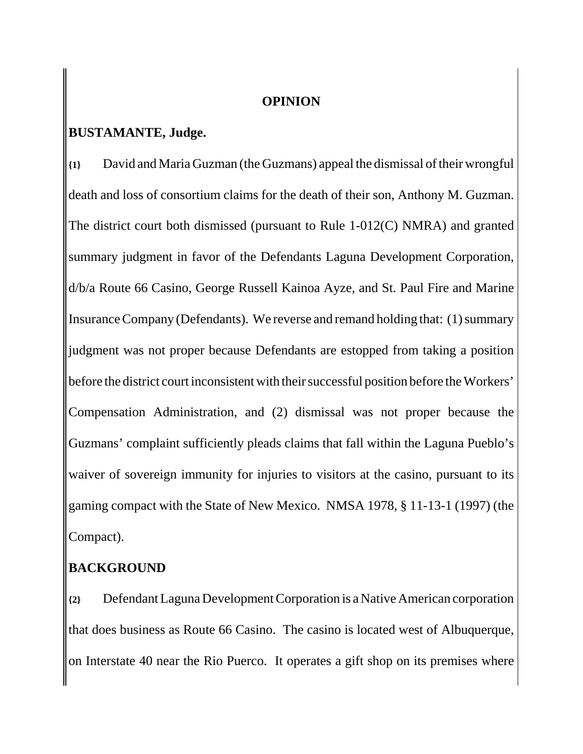## OPINION

**BUSTAMANTE, Judge.**

{1} David and Maria Guzman (the Guzmans) appeal the dismissal of their wrongful death and loss of consortium claims for the death of their son, Anthony M. Guzman. The district court both dismissed (pursuant to Rule 1-012(C) NMRA) and granted summary judgment in favor of the Defendants Laguna Development Corporation, d/b/a Route 66 Casino, George Russell Kainoa Ayze, and St. Paul Fire and Marine Insurance Company (Defendants). We reverse and remand holding that: (1) summary judgment was not proper because Defendants are estopped from taking a position before the district court inconsistent with their successful position before the Workers' Compensation Administration, and (2) dismissal was not proper because the Guzmans' complaint sufficiently pleads claims that fall within the Laguna Pueblo's waiver of sovereign immunity for injuries to visitors at the casino, pursuant to its gaming compact with the State of New Mexico. NMSA 1978, § 11-13-1 (1997) (the Compact).

## BACKGROUND

{2} Defendant Laguna Development Corporation is a Native American corporation that does business as Route 66 Casino. The casino is located west of Albuquerque, on Interstate 40 near the Rio Puerco. It operates a gift shop on its premises where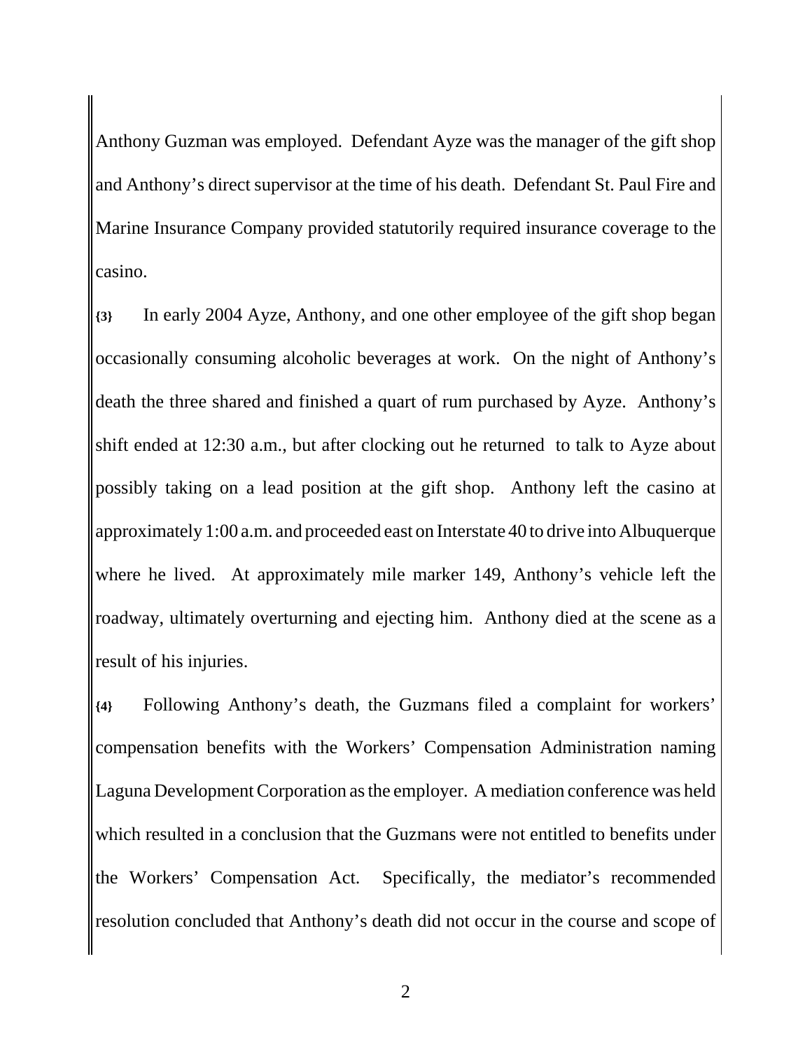Anthony Guzman was employed. Defendant Ayze was the manager of the gift shop and Anthony's direct supervisor at the time of his death. Defendant St. Paul Fire and Marine Insurance Company provided statutorily required insurance coverage to the casino.

**{3}** In early 2004 Ayze, Anthony, and one other employee of the gift shop began occasionally consuming alcoholic beverages at work. On the night of Anthony's death the three shared and finished a quart of rum purchased by Ayze. Anthony's shift ended at 12:30 a.m., but after clocking out he returned to talk to Ayze about possibly taking on a lead position at the gift shop. Anthony left the casino at approximately 1:00 a.m. and proceeded east on Interstate 40 to drive into Albuquerque where he lived. At approximately mile marker 149, Anthony's vehicle left the roadway, ultimately overturning and ejecting him. Anthony died at the scene as a result of his injuries.

**{4}** Following Anthony's death, the Guzmans filed a complaint for workers' compensation benefits with the Workers' Compensation Administration naming Laguna Development Corporation as the employer. A mediation conference was held which resulted in a conclusion that the Guzmans were not entitled to benefits under the Workers' Compensation Act. Specifically, the mediator's recommended resolution concluded that Anthony's death did not occur in the course and scope of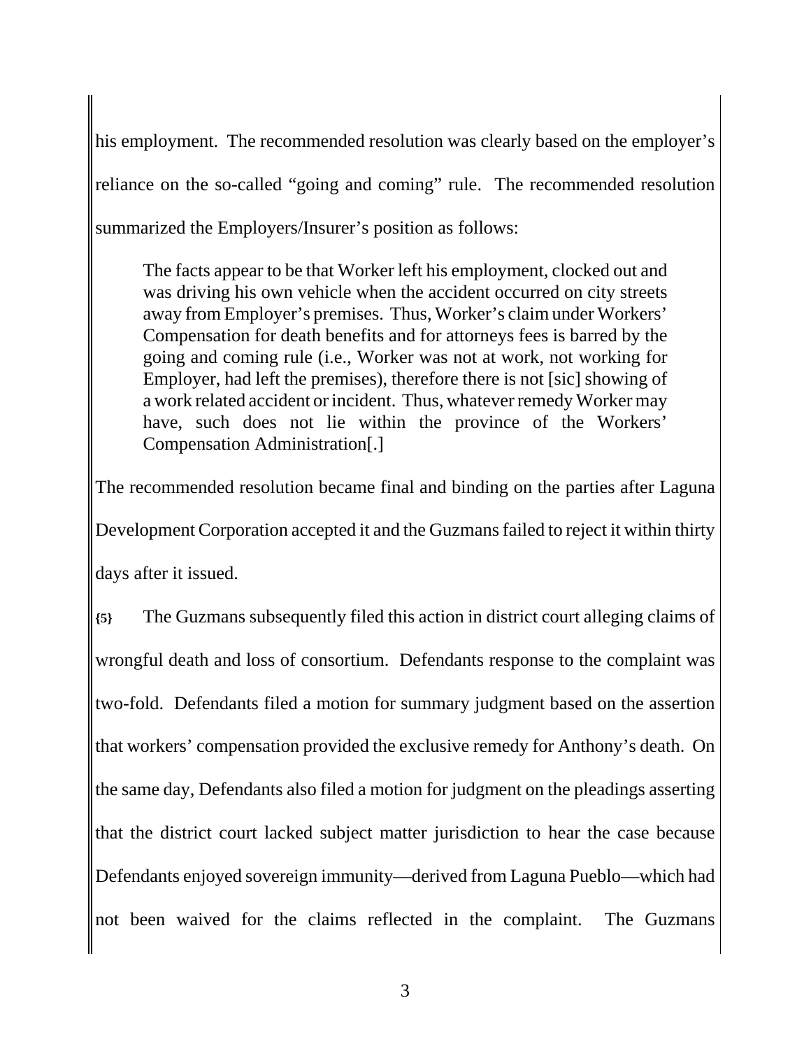his employment. The recommended resolution was clearly based on the employer's reliance on the so-called "going and coming" rule. The recommended resolution summarized the Employers/Insurer's position as follows:

> The facts appear to be that Worker left his employment, clocked out and was driving his own vehicle when the accident occurred on city streets away from Employer's premises. Thus, Worker's claim under Workers' Compensation for death benefits and for attorneys fees is barred by the going and coming rule (i.e., Worker was not at work, not working for Employer, had left the premises), therefore there is not [sic] showing of a work related accident or incident. Thus, whatever remedy Worker may have, such does not lie within the province of the Workers' Compensation Administration[.]

The recommended resolution became final and binding on the parties after Laguna Development Corporation accepted it and the Guzmans failed to reject it within thirty days after it issued.

**{5}** The Guzmans subsequently filed this action in district court alleging claims of wrongful death and loss of consortium. Defendants response to the complaint was two-fold. Defendants filed a motion for summary judgment based on the assertion that workers' compensation provided the exclusive remedy for Anthony's death. On the same day, Defendants also filed a motion for judgment on the pleadings asserting that the district court lacked subject matter jurisdiction to hear the case because Defendants enjoyed sovereign immunity—derived from Laguna Pueblo—which had not been waived for the claims reflected in the complaint. The Guzmans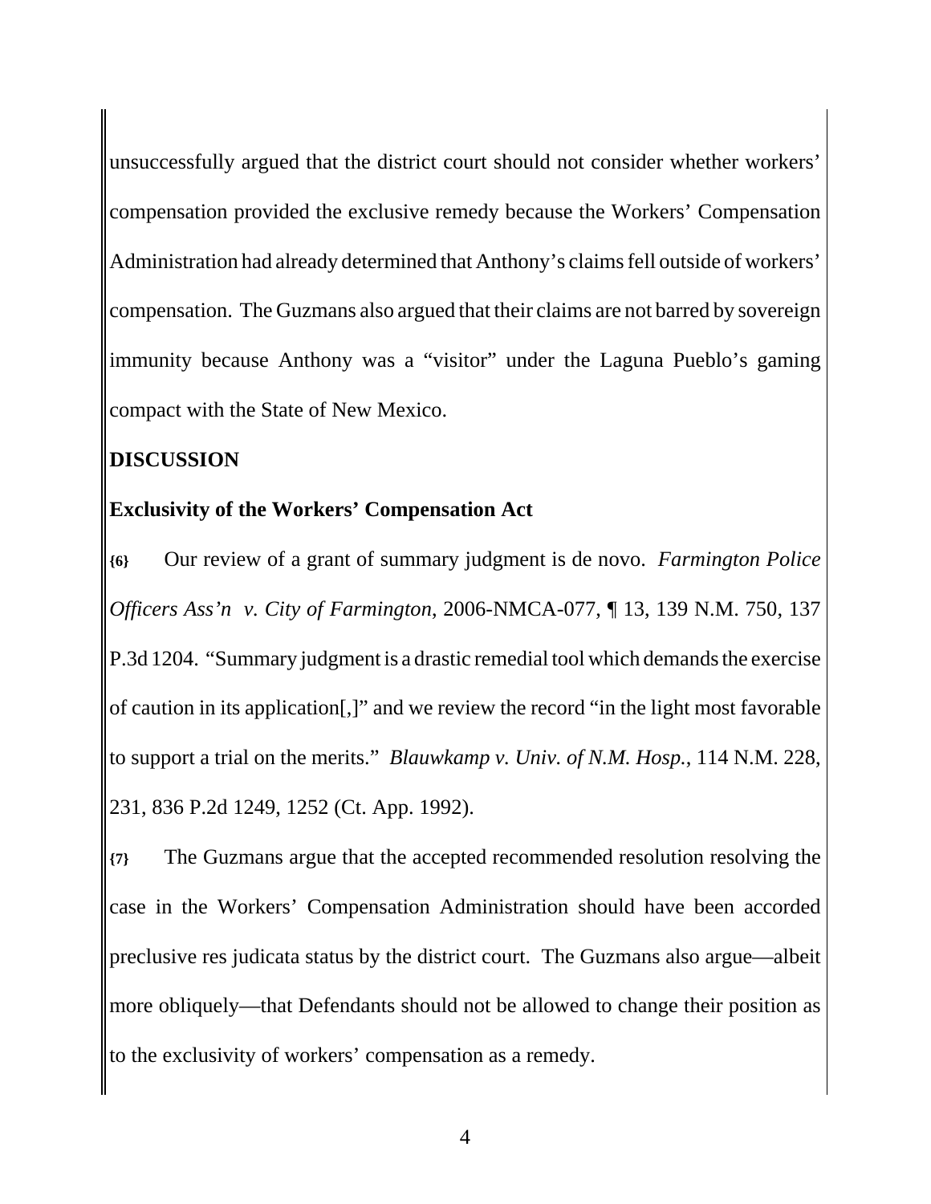unsuccessfully argued that the district court should not consider whether workers' compensation provided the exclusive remedy because the Workers' Compensation Administration had already determined that Anthony's claims fell outside of workers' compensation. The Guzmans also argued that their claims are not barred by sovereign immunity because Anthony was a "visitor" under the Laguna Pueblo's gaming compact with the State of New Mexico.

## DISCUSSION

### Exclusivity of the Workers' Compensation Act

**{6}** Our review of a grant of summary judgment is de novo. *Farmington Police Officers Ass'n v. City of Farmington*, 2006-NMCA-077, ¶ 13, 139 N.M. 750, 137 P.3d 1204. "Summary judgment is a drastic remedial tool which demands the exercise of caution in its application[,]" and we review the record "in the light most favorable to support a trial on the merits." *Blauwkamp v. Univ. of N.M. Hosp.*, 114 N.M. 228, 231, 836 P.2d 1249, 1252 (Ct. App. 1992).

**{7}** The Guzmans argue that the accepted recommended resolution resolving the case in the Workers' Compensation Administration should have been accorded preclusive res judicata status by the district court. The Guzmans also argue—albeit more obliquely—that Defendants should not be allowed to change their position as to the exclusivity of workers' compensation as a remedy.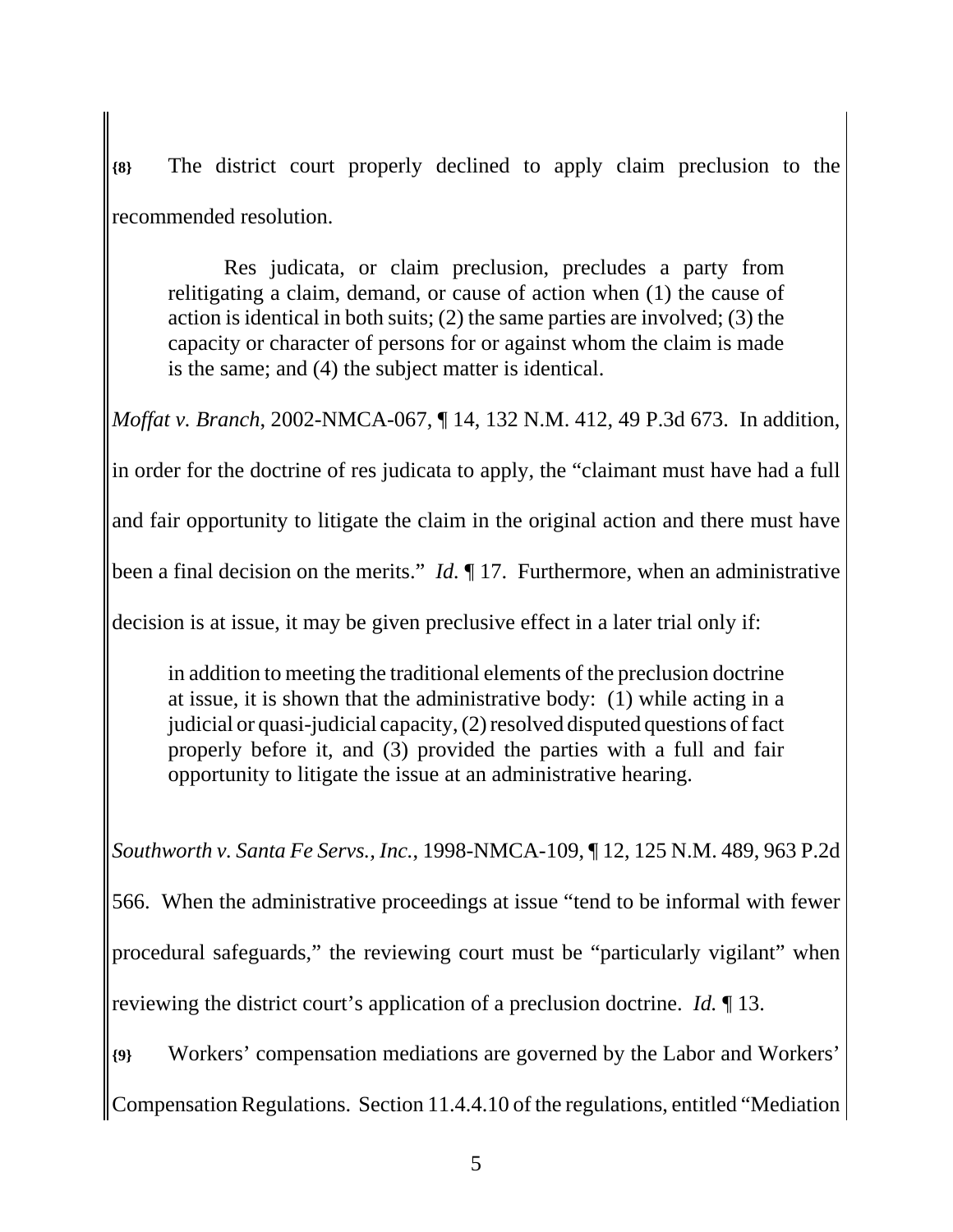**{8}** The district court properly declined to apply claim preclusion to the recommended resolution.

> Res judicata, or claim preclusion, precludes a party from relitigating a claim, demand, or cause of action when (1) the cause of action is identical in both suits; (2) the same parties are involved; (3) the capacity or character of persons for or against whom the claim is made is the same; and (4) the subject matter is identical.

*Moffat v. Branch*, 2002-NMCA-067, ¶ 14, 132 N.M. 412, 49 P.3d 673. In addition, in order for the doctrine of res judicata to apply, the "claimant must have had a full and fair opportunity to litigate the claim in the original action and there must have been a final decision on the merits." *Id.* ¶ 17. Furthermore, when an administrative decision is at issue, it may be given preclusive effect in a later trial only if:

> in addition to meeting the traditional elements of the preclusion doctrine at issue, it is shown that the administrative body: (1) while acting in a judicial or quasi-judicial capacity, (2) resolved disputed questions of fact properly before it, and (3) provided the parties with a full and fair opportunity to litigate the issue at an administrative hearing.

*Southworth v. Santa Fe Servs., Inc.*, 1998-NMCA-109, ¶ 12, 125 N.M. 489, 963 P.2d 566. When the administrative proceedings at issue "tend to be informal with fewer procedural safeguards," the reviewing court must be "particularly vigilant" when reviewing the district court's application of a preclusion doctrine. *Id.* ¶ 13.

**{9}** Workers' compensation mediations are governed by the Labor and Workers' Compensation Regulations. Section 11.4.4.10 of the regulations, entitled "Mediation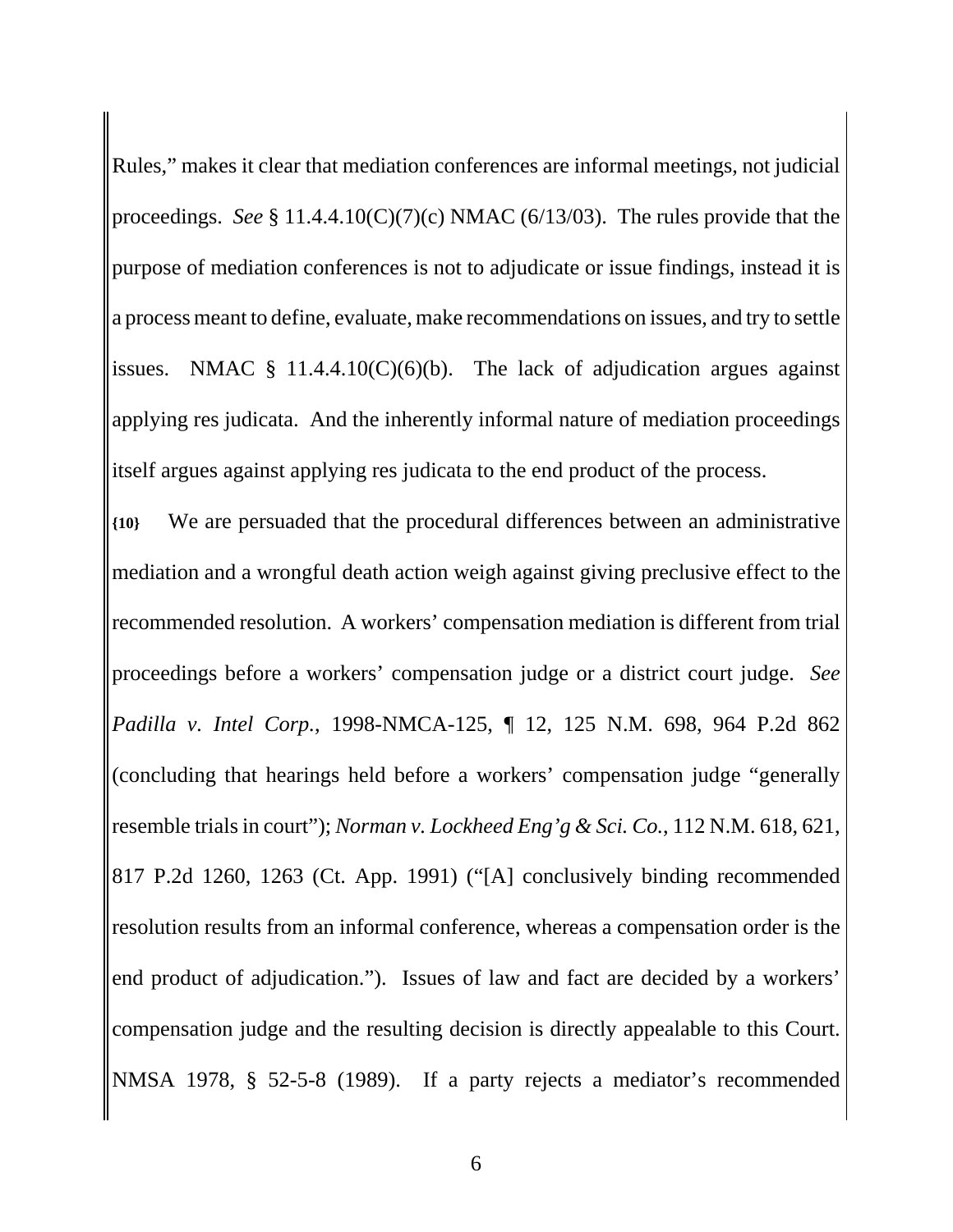Rules," makes it clear that mediation conferences are informal meetings, not judicial proceedings. *See* § 11.4.4.10(C)(7)(c) NMAC (6/13/03). The rules provide that the purpose of mediation conferences is not to adjudicate or issue findings, instead it is a process meant to define, evaluate, make recommendations on issues, and try to settle issues. NMAC § 11.4.4.10(C)(6)(b). The lack of adjudication argues against applying res judicata. And the inherently informal nature of mediation proceedings itself argues against applying res judicata to the end product of the process.

**{10}** We are persuaded that the procedural differences between an administrative mediation and a wrongful death action weigh against giving preclusive effect to the recommended resolution. A workers' compensation mediation is different from trial proceedings before a workers' compensation judge or a district court judge. *See Padilla v. Intel Corp.*, 1998-NMCA-125, ¶ 12, 125 N.M. 698, 964 P.2d 862 (concluding that hearings held before a workers' compensation judge "generally resemble trials in court"); *Norman v. Lockheed Eng'g & Sci. Co.*, 112 N.M. 618, 621, 817 P.2d 1260, 1263 (Ct. App. 1991) ("[A] conclusively binding recommended resolution results from an informal conference, whereas a compensation order is the end product of adjudication."). Issues of law and fact are decided by a workers' compensation judge and the resulting decision is directly appealable to this Court. NMSA 1978, § 52-5-8 (1989). If a party rejects a mediator's recommended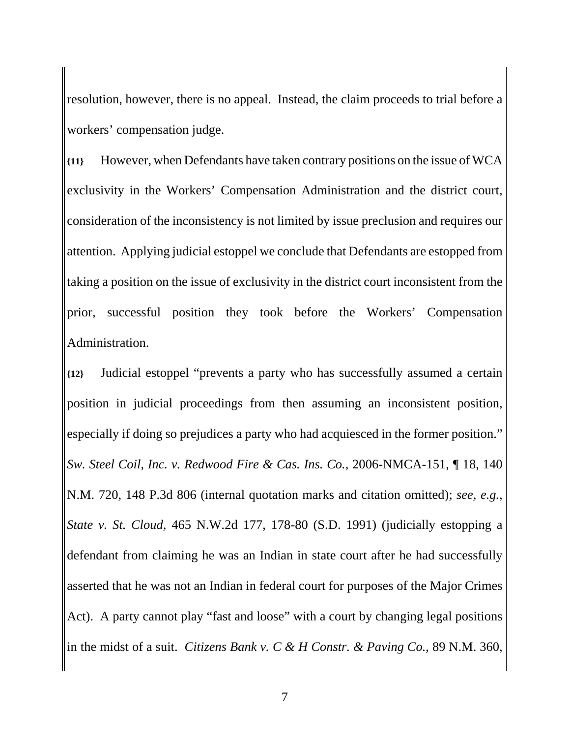resolution, however, there is no appeal. Instead, the claim proceeds to trial before a workers' compensation judge.

**{11}** However, when Defendants have taken contrary positions on the issue of WCA exclusivity in the Workers' Compensation Administration and the district court, consideration of the inconsistency is not limited by issue preclusion and requires our attention. Applying judicial estoppel we conclude that Defendants are estopped from taking a position on the issue of exclusivity in the district court inconsistent from the prior, successful position they took before the Workers' Compensation Administration.

**{12}** Judicial estoppel "prevents a party who has successfully assumed a certain position in judicial proceedings from then assuming an inconsistent position, especially if doing so prejudices a party who had acquiesced in the former position." *Sw. Steel Coil, Inc. v. Redwood Fire & Cas. Ins. Co.*, 2006-NMCA-151, ¶ 18, 140 N.M. 720, 148 P.3d 806 (internal quotation marks and citation omitted); *see, e.g.*, *State v. St. Cloud*, 465 N.W.2d 177, 178-80 (S.D. 1991) (judicially estopping a defendant from claiming he was an Indian in state court after he had successfully asserted that he was not an Indian in federal court for purposes of the Major Crimes Act). A party cannot play "fast and loose" with a court by changing legal positions in the midst of a suit. *Citizens Bank v. C & H Constr. & Paving Co.*, 89 N.M. 360,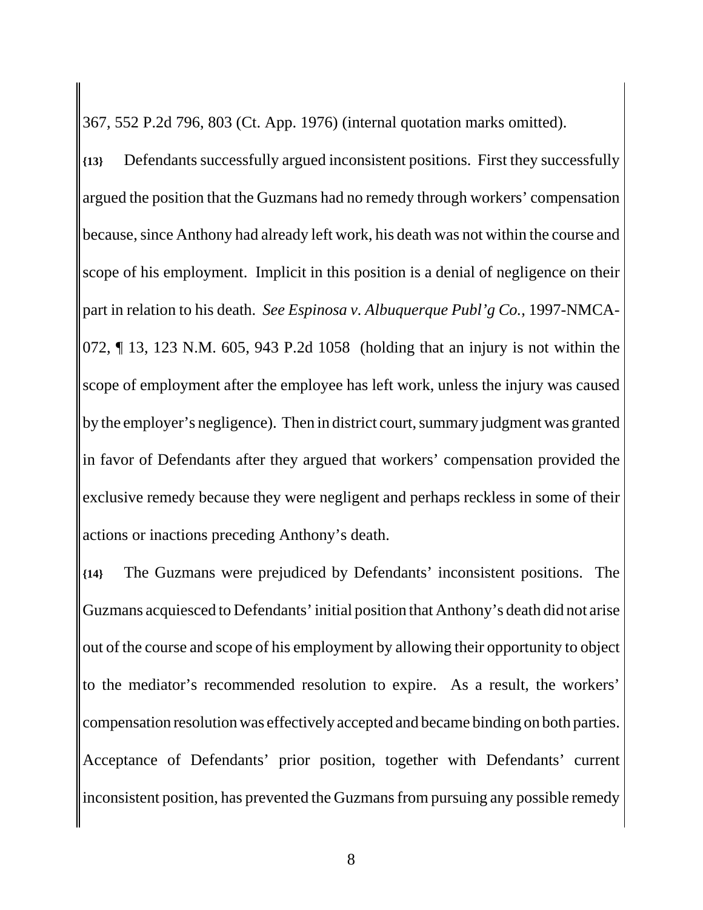367, 552 P.2d 796, 803 (Ct. App. 1976) (internal quotation marks omitted).

**{13}** Defendants successfully argued inconsistent positions. First they successfully argued the position that the Guzmans had no remedy through workers' compensation because, since Anthony had already left work, his death was not within the course and scope of his employment. Implicit in this position is a denial of negligence on their part in relation to his death. *See Espinosa v. Albuquerque Publ'g Co.*, 1997-NMCA-072, ¶ 13, 123 N.M. 605, 943 P.2d 1058 (holding that an injury is not within the scope of employment after the employee has left work, unless the injury was caused by the employer's negligence). Then in district court, summary judgment was granted in favor of Defendants after they argued that workers' compensation provided the exclusive remedy because they were negligent and perhaps reckless in some of their actions or inactions preceding Anthony's death.

**{14}** The Guzmans were prejudiced by Defendants' inconsistent positions. The Guzmans acquiesced to Defendants' initial position that Anthony's death did not arise out of the course and scope of his employment by allowing their opportunity to object to the mediator's recommended resolution to expire. As a result, the workers' compensation resolution was effectively accepted and became binding on both parties. Acceptance of Defendants' prior position, together with Defendants' current inconsistent position, has prevented the Guzmans from pursuing any possible remedy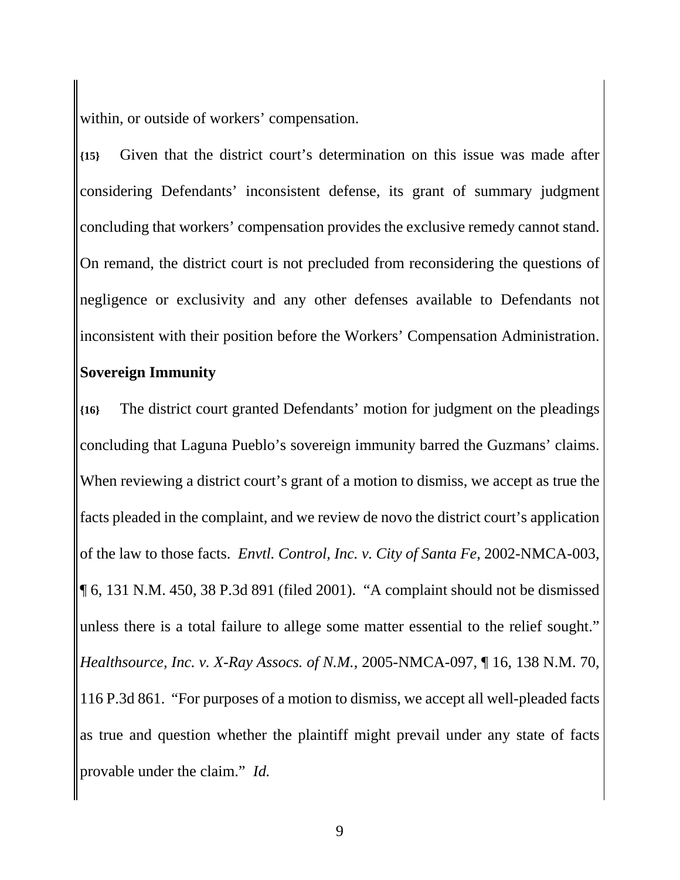within, or outside of workers' compensation.

**{15}** Given that the district court's determination on this issue was made after considering Defendants' inconsistent defense, its grant of summary judgment concluding that workers' compensation provides the exclusive remedy cannot stand. On remand, the district court is not precluded from reconsidering the questions of negligence or exclusivity and any other defenses available to Defendants not inconsistent with their position before the Workers' Compensation Administration.

**Sovereign Immunity**

**{16}** The district court granted Defendants' motion for judgment on the pleadings concluding that Laguna Pueblo's sovereign immunity barred the Guzmans' claims. When reviewing a district court's grant of a motion to dismiss, we accept as true the facts pleaded in the complaint, and we review de novo the district court's application of the law to those facts. *Envtl. Control, Inc. v. City of Santa Fe*, 2002-NMCA-003, ¶ 6, 131 N.M. 450, 38 P.3d 891 (filed 2001). "A complaint should not be dismissed unless there is a total failure to allege some matter essential to the relief sought." *Healthsource, Inc. v. X-Ray Assocs. of N.M.*, 2005-NMCA-097, ¶ 16, 138 N.M. 70, 116 P.3d 861. "For purposes of a motion to dismiss, we accept all well-pleaded facts as true and question whether the plaintiff might prevail under any state of facts provable under the claim." *Id.*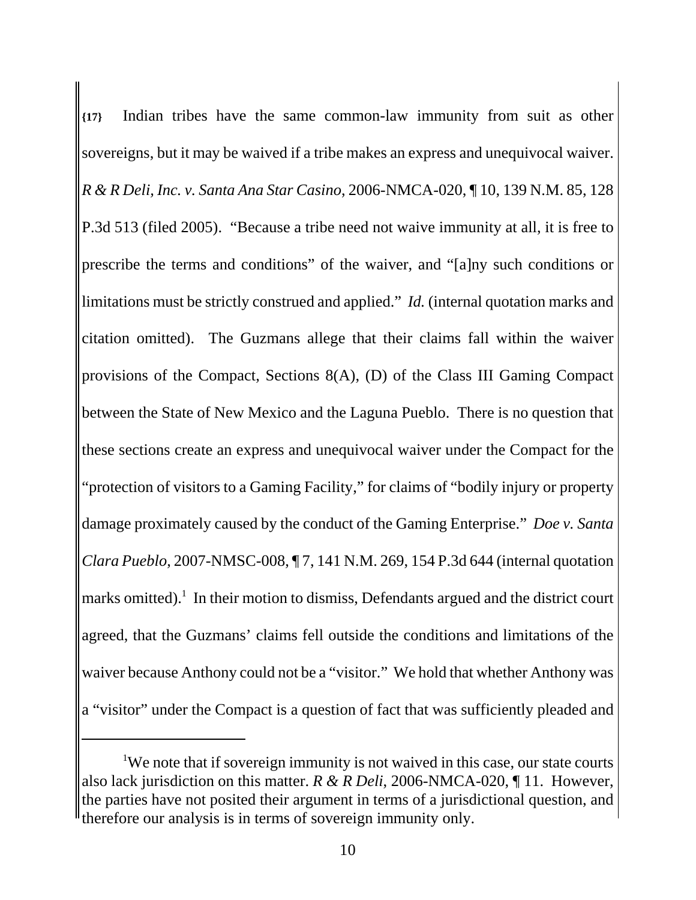**{17}** Indian tribes have the same common-law immunity from suit as other sovereigns, but it may be waived if a tribe makes an express and unequivocal waiver. *R & R Deli, Inc. v. Santa Ana Star Casino*, 2006-NMCA-020, ¶ 10, 139 N.M. 85, 128 P.3d 513 (filed 2005). "Because a tribe need not waive immunity at all, it is free to prescribe the terms and conditions" of the waiver, and "[a]ny such conditions or limitations must be strictly construed and applied." *Id.* (internal quotation marks and citation omitted). The Guzmans allege that their claims fall within the waiver provisions of the Compact, Sections 8(A), (D) of the Class III Gaming Compact between the State of New Mexico and the Laguna Pueblo. There is no question that these sections create an express and unequivocal waiver under the Compact for the "protection of visitors to a Gaming Facility," for claims of "bodily injury or property damage proximately caused by the conduct of the Gaming Enterprise." *Doe v. Santa Clara Pueblo*, 2007-NMSC-008, ¶ 7, 141 N.M. 269, 154 P.3d 644 (internal quotation marks omitted).[1] In their motion to dismiss, Defendants argued and the district court agreed, that the Guzmans' claims fell outside the conditions and limitations of the waiver because Anthony could not be a "visitor." We hold that whether Anthony was a "visitor" under the Compact is a question of fact that was sufficiently pleaded and

---

[1]We note that if sovereign immunity is not waived in this case, our state courts also lack jurisdiction on this matter. *R & R Deli*, 2006-NMCA-020, ¶ 11. However, the parties have not posited their argument in terms of a jurisdictional question, and therefore our analysis is in terms of sovereign immunity only.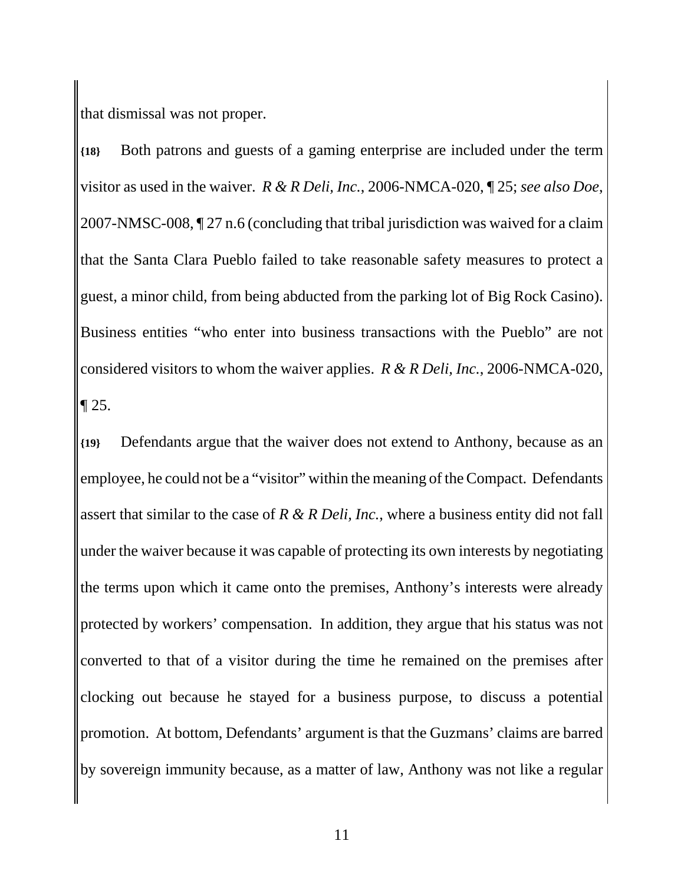that dismissal was not proper.

**{18}** Both patrons and guests of a gaming enterprise are included under the term visitor as used in the waiver. *R & R Deli, Inc.*, 2006-NMCA-020, ¶ 25; *see also Doe*, 2007-NMSC-008, ¶ 27 n.6 (concluding that tribal jurisdiction was waived for a claim that the Santa Clara Pueblo failed to take reasonable safety measures to protect a guest, a minor child, from being abducted from the parking lot of Big Rock Casino). Business entities "who enter into business transactions with the Pueblo" are not considered visitors to whom the waiver applies. *R & R Deli, Inc.*, 2006-NMCA-020, ¶ 25.

**{19}** Defendants argue that the waiver does not extend to Anthony, because as an employee, he could not be a "visitor" within the meaning of the Compact. Defendants assert that similar to the case of *R & R Deli, Inc.*, where a business entity did not fall under the waiver because it was capable of protecting its own interests by negotiating the terms upon which it came onto the premises, Anthony's interests were already protected by workers' compensation. In addition, they argue that his status was not converted to that of a visitor during the time he remained on the premises after clocking out because he stayed for a business purpose, to discuss a potential promotion. At bottom, Defendants' argument is that the Guzmans' claims are barred by sovereign immunity because, as a matter of law, Anthony was not like a regular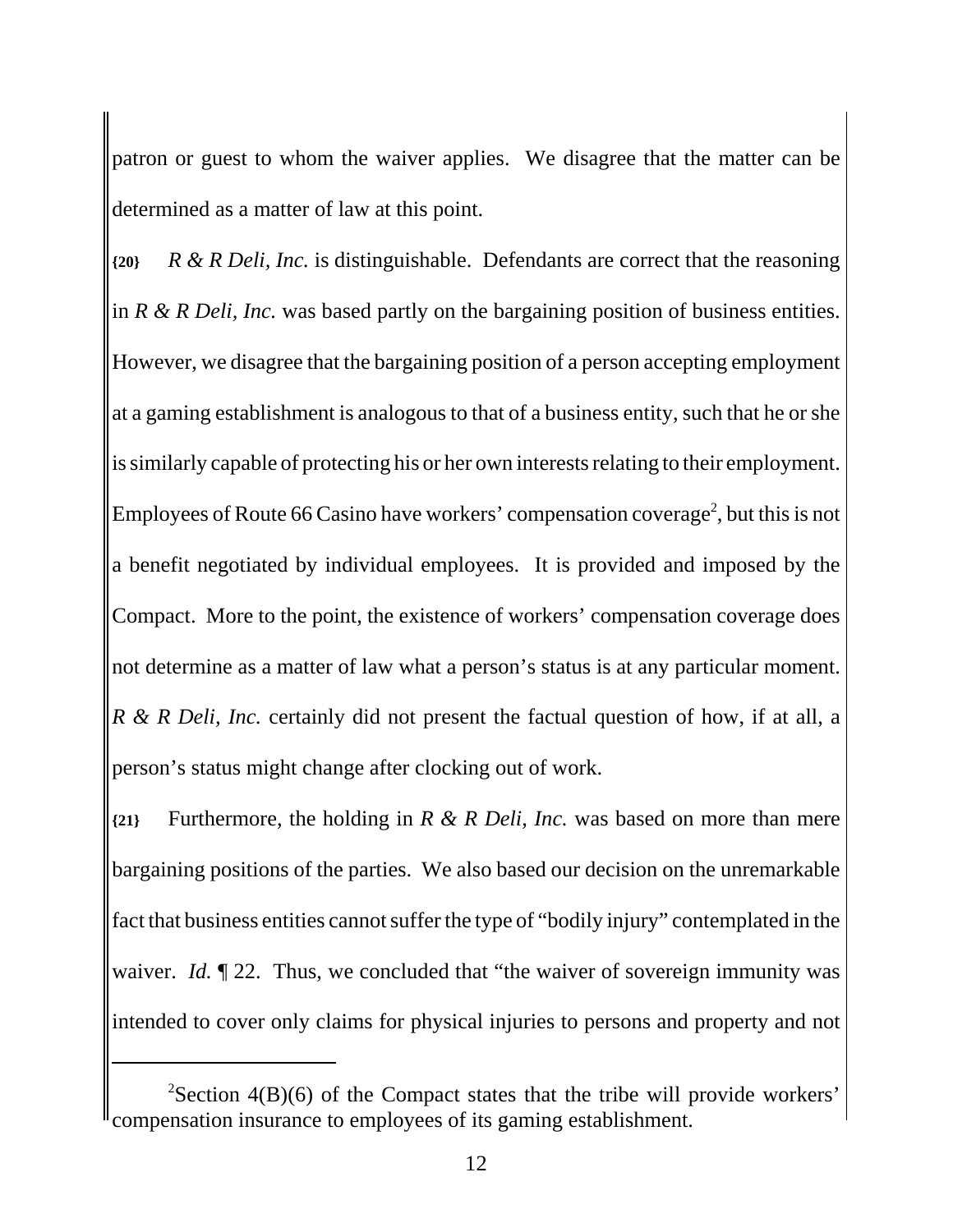patron or guest to whom the waiver applies. We disagree that the matter can be determined as a matter of law at this point.

**{20}** *R & R Deli, Inc.* is distinguishable. Defendants are correct that the reasoning in *R & R Deli, Inc.* was based partly on the bargaining position of business entities. However, we disagree that the bargaining position of a person accepting employment at a gaming establishment is analogous to that of a business entity, such that he or she is similarly capable of protecting his or her own interests relating to their employment. Employees of Route 66 Casino have workers' compensation coverage[2], but this is not a benefit negotiated by individual employees. It is provided and imposed by the Compact. More to the point, the existence of workers' compensation coverage does not determine as a matter of law what a person's status is at any particular moment. *R & R Deli, Inc.* certainly did not present the factual question of how, if at all, a person's status might change after clocking out of work.

**{21}** Furthermore, the holding in *R & R Deli, Inc.* was based on more than mere bargaining positions of the parties. We also based our decision on the unremarkable fact that business entities cannot suffer the type of "bodily injury" contemplated in the waiver. *Id.* ¶ 22. Thus, we concluded that "the waiver of sovereign immunity was intended to cover only claims for physical injuries to persons and property and not

---

[2]Section 4(B)(6) of the Compact states that the tribe will provide workers' compensation insurance to employees of its gaming establishment.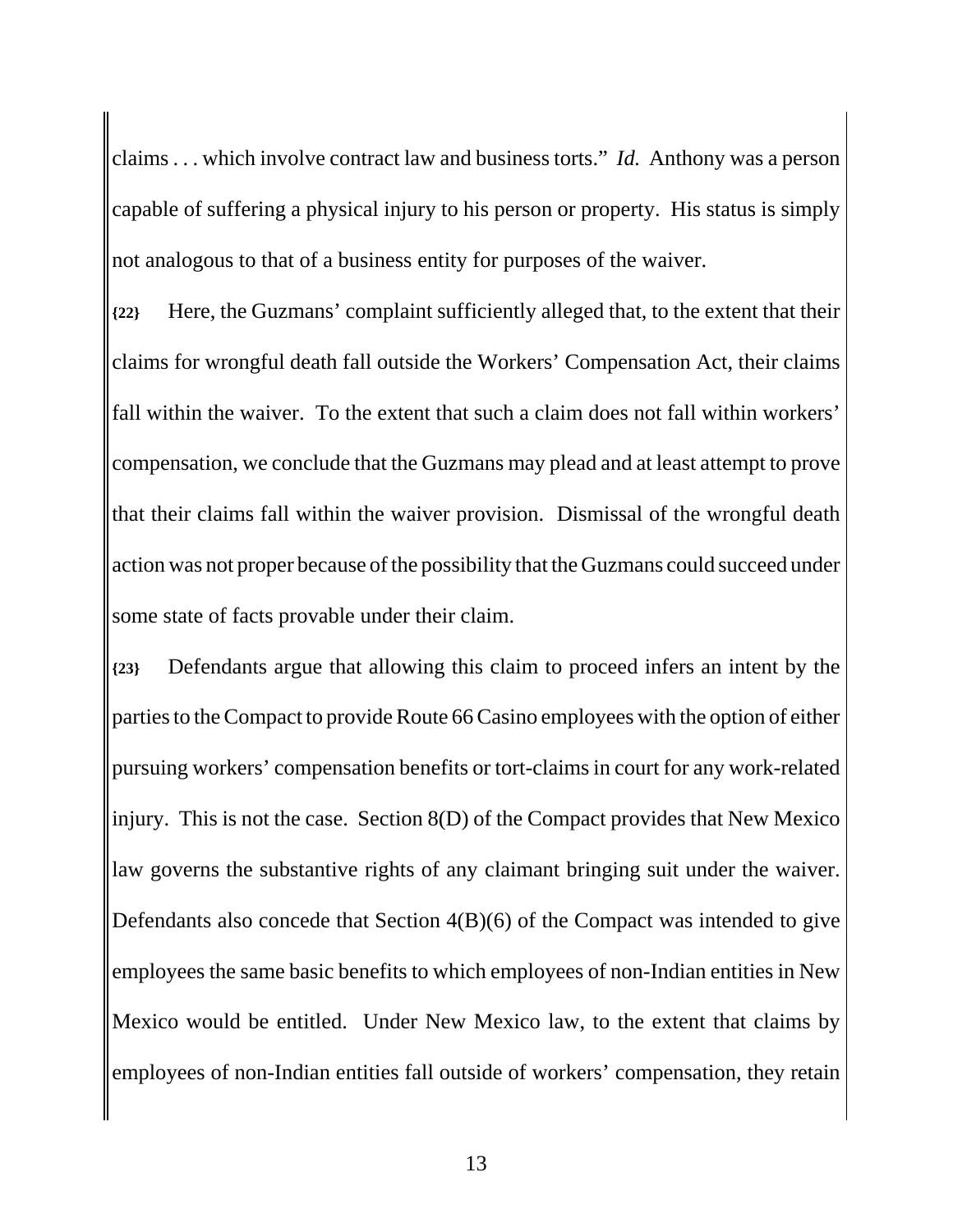claims . . . which involve contract law and business torts." *Id.* Anthony was a person capable of suffering a physical injury to his person or property. His status is simply not analogous to that of a business entity for purposes of the waiver.

**{22}** Here, the Guzmans' complaint sufficiently alleged that, to the extent that their claims for wrongful death fall outside the Workers' Compensation Act, their claims fall within the waiver. To the extent that such a claim does not fall within workers' compensation, we conclude that the Guzmans may plead and at least attempt to prove that their claims fall within the waiver provision. Dismissal of the wrongful death action was not proper because of the possibility that the Guzmans could succeed under some state of facts provable under their claim.

**{23}** Defendants argue that allowing this claim to proceed infers an intent by the parties to the Compact to provide Route 66 Casino employees with the option of either pursuing workers' compensation benefits or tort-claims in court for any work-related injury. This is not the case. Section 8(D) of the Compact provides that New Mexico law governs the substantive rights of any claimant bringing suit under the waiver. Defendants also concede that Section 4(B)(6) of the Compact was intended to give employees the same basic benefits to which employees of non-Indian entities in New Mexico would be entitled. Under New Mexico law, to the extent that claims by employees of non-Indian entities fall outside of workers' compensation, they retain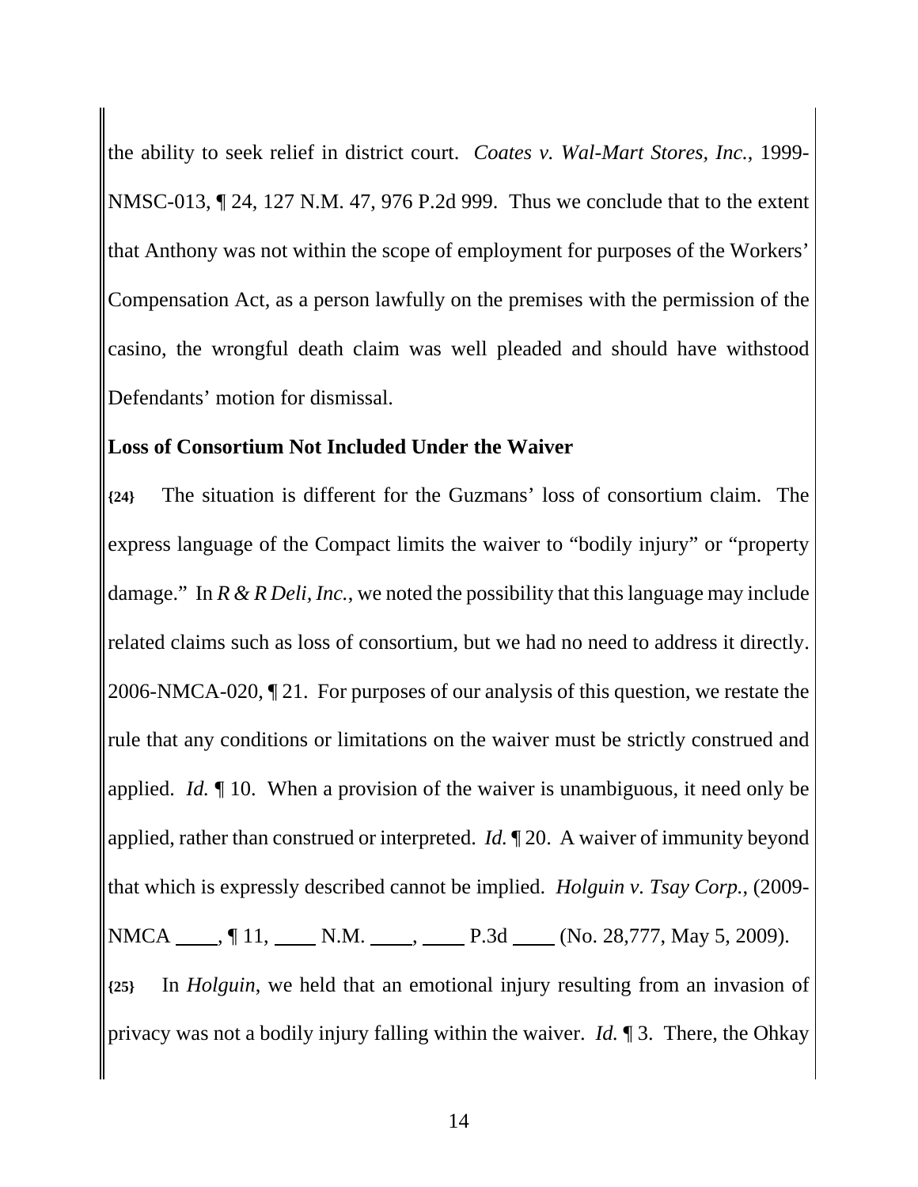the ability to seek relief in district court. *Coates v. Wal-Mart Stores, Inc.*, 1999-NMSC-013, ¶ 24, 127 N.M. 47, 976 P.2d 999. Thus we conclude that to the extent that Anthony was not within the scope of employment for purposes of the Workers' Compensation Act, as a person lawfully on the premises with the permission of the casino, the wrongful death claim was well pleaded and should have withstood Defendants' motion for dismissal.

**Loss of Consortium Not Included Under the Waiver**

**{24}** The situation is different for the Guzmans' loss of consortium claim. The express language of the Compact limits the waiver to "bodily injury" or "property damage." In *R & R Deli, Inc.*, we noted the possibility that this language may include related claims such as loss of consortium, but we had no need to address it directly. 2006-NMCA-020, ¶ 21. For purposes of our analysis of this question, we restate the rule that any conditions or limitations on the waiver must be strictly construed and applied. *Id.* ¶ 10. When a provision of the waiver is unambiguous, it need only be applied, rather than construed or interpreted. *Id.* ¶ 20. A waiver of immunity beyond that which is expressly described cannot be implied. *Holguin v. Tsay Corp.*, (2009-NMCA \_\_\_\_, ¶ 11, \_\_\_\_ N.M. \_\_\_\_, \_\_\_\_ P.3d \_\_\_\_ (No. 28,777, May 5, 2009).

**{25}** In *Holguin*, we held that an emotional injury resulting from an invasion of privacy was not a bodily injury falling within the waiver. *Id.* ¶ 3. There, the Ohkay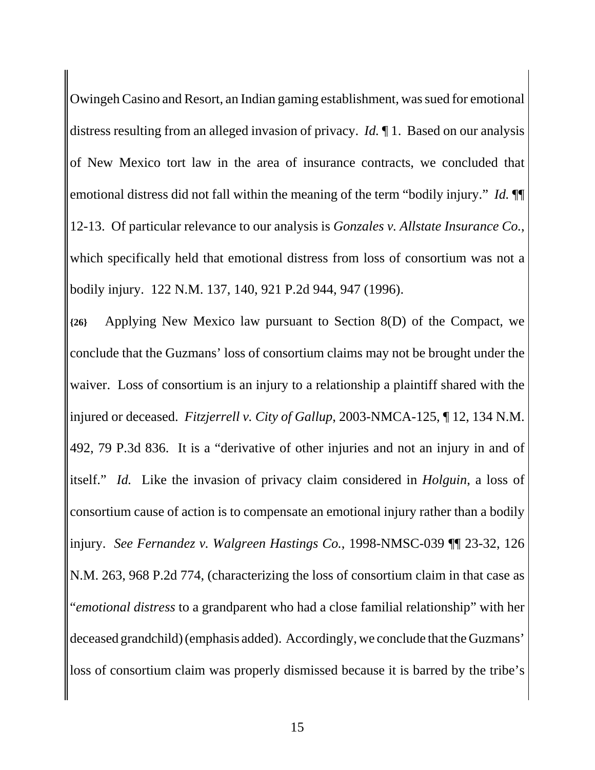Owingeh Casino and Resort, an Indian gaming establishment, was sued for emotional distress resulting from an alleged invasion of privacy. *Id.* ¶ 1. Based on our analysis of New Mexico tort law in the area of insurance contracts, we concluded that emotional distress did not fall within the meaning of the term "bodily injury." *Id.* ¶¶ 12-13. Of particular relevance to our analysis is *Gonzales v. Allstate Insurance Co.*, which specifically held that emotional distress from loss of consortium was not a bodily injury. 122 N.M. 137, 140, 921 P.2d 944, 947 (1996).

**{26}** Applying New Mexico law pursuant to Section 8(D) of the Compact, we conclude that the Guzmans' loss of consortium claims may not be brought under the waiver. Loss of consortium is an injury to a relationship a plaintiff shared with the injured or deceased. *Fitzjerrell v. City of Gallup*, 2003-NMCA-125, ¶ 12, 134 N.M. 492, 79 P.3d 836. It is a "derivative of other injuries and not an injury in and of itself." *Id.* Like the invasion of privacy claim considered in *Holguin*, a loss of consortium cause of action is to compensate an emotional injury rather than a bodily injury. *See Fernandez v. Walgreen Hastings Co.*, 1998-NMSC-039 ¶¶ 23-32, 126 N.M. 263, 968 P.2d 774, (characterizing the loss of consortium claim in that case as "*emotional distress* to a grandparent who had a close familial relationship" with her deceased grandchild) (emphasis added). Accordingly, we conclude that the Guzmans' loss of consortium claim was properly dismissed because it is barred by the tribe's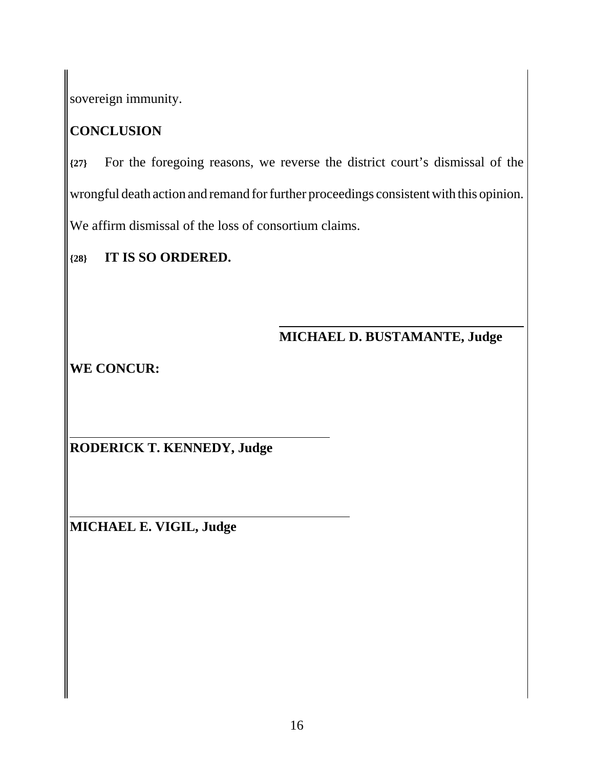sovereign immunity.

## CONCLUSION

{27} For the foregoing reasons, we reverse the district court's dismissal of the wrongful death action and remand for further proceedings consistent with this opinion. We affirm dismissal of the loss of consortium claims.

{28} **IT IS SO ORDERED.**

---

**MICHAEL D. BUSTAMANTE, Judge**

**WE CONCUR:**

---

**RODERICK T. KENNEDY, Judge**

---

**MICHAEL E. VIGIL, Judge**